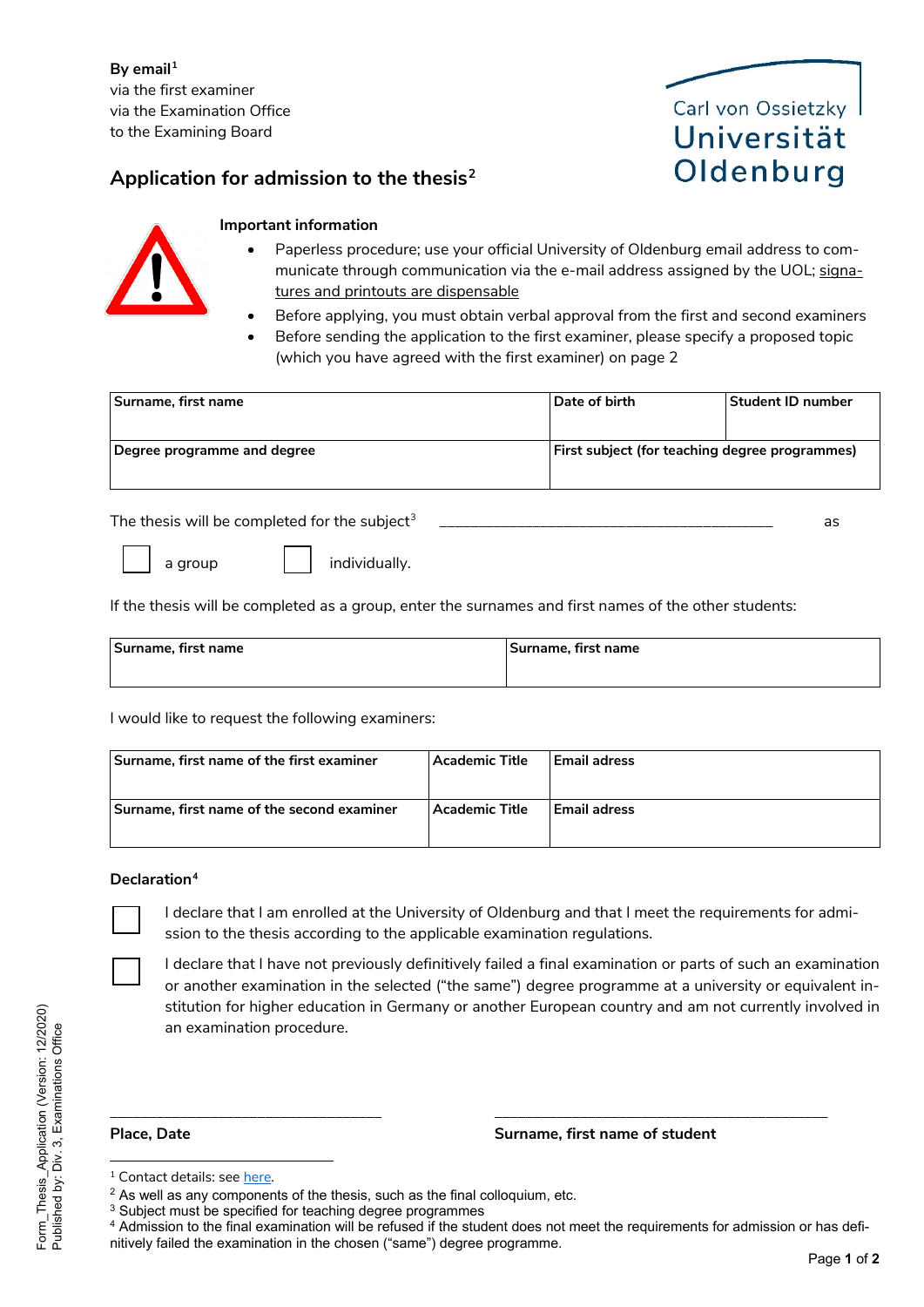**By email**[1]
via the first examiner
via the Examination Office
to the Examining Board

Carl von Ossietzky Universität Oldenburg

## Application for admission to the thesis[2]

**Important information**

- Paperless procedure; use your official University of Oldenburg email address to communicate through communication via the e-mail address assigned by the UOL; signatures and printouts are dispensable
- Before applying, you must obtain verbal approval from the first and second examiners
- Before sending the application to the first examiner, please specify a proposed topic (which you have agreed with the first examiner) on page 2

| **Surname, first name** | **Date of birth** | **Student ID number** |
|---|---|---|
| | | |
| **Degree programme and degree** | **First subject (for teaching degree programmes)** | |
| | | |

The thesis will be completed for the subject[3] ________________________________________ as

☐ a group ☐ individually.

If the thesis will be completed as a group, enter the surnames and first names of the other students:

| **Surname, first name** | **Surname, first name** |
|---|---|
| | |

I would like to request the following examiners:

| **Surname, first name of the first examiner** | **Academic Title** | **Email adress** |
|---|---|---|
| | | |
| **Surname, first name of the second examiner** | **Academic Title** | **Email adress** |
| | | |

**Declaration**[4]

☐ I declare that I am enrolled at the University of Oldenburg and that I meet the requirements for admission to the thesis according to the applicable examination regulations.

☐ I declare that I have not previously definitively failed a final examination or parts of such an examination or another examination in the selected ("the same") degree programme at a university or equivalent institution for higher education in Germany or another European country and am not currently involved in an examination procedure.

________________________________ ________________________________________

**Place, Date** **Surname, first name of student**

---

[1] Contact details: see here.
[2] As well as any components of the thesis, such as the final colloquium, etc.
[3] Subject must be specified for teaching degree programmes
[4] Admission to the final examination will be refused if the student does not meet the requirements for admission or has definitively failed the examination in the chosen ("same") degree programme.

Form_Thesis_Application (Version: 12/2020)
Published by: Div. 3, Examinations Office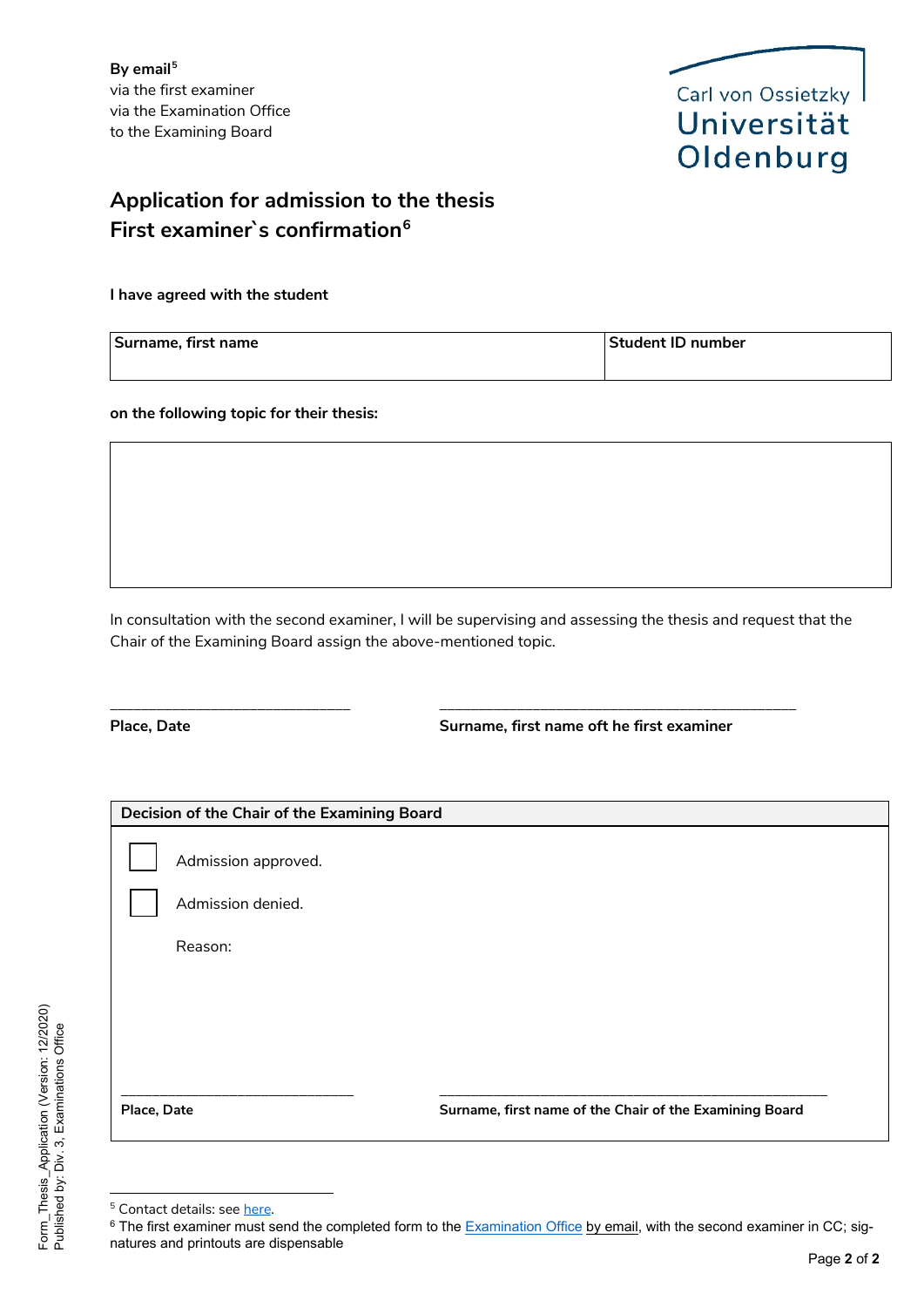**By email**[5]
via the first examiner
via the Examination Office
to the Examining Board

Carl von Ossietzky Universität Oldenburg

## Application for admission to the thesis
## First examiner`s confirmation[6]

**I have agreed with the student**

| **Surname, first name** | **Student ID number** |
|---|---|
| | |

**on the following topic for their thesis:**

| |
|---|
| |

In consultation with the second examiner, I will be supervising and assessing the thesis and request that the Chair of the Examining Board assign the above-mentioned topic.

______________________________ ______________________________________________

**Place, Date** **Surname, first name oft he first examiner**

| **Decision of the Chair of the Examining Board** |
|---|
| ☐ Admission approved. |
| ☐ Admission denied. |
| Reason: |
| ______________________________ ______________________________________________ |
| **Place, Date** **Surname, first name of the Chair of the Examining Board** |

[5] Contact details: see here.

[6] The first examiner must send the completed form to the Examination Office by email, with the second examiner in CC; signatures and printouts are dispensable

Form_Thesis_Application (Version: 12/2020)
Published by: Div. 3, Examinations Office